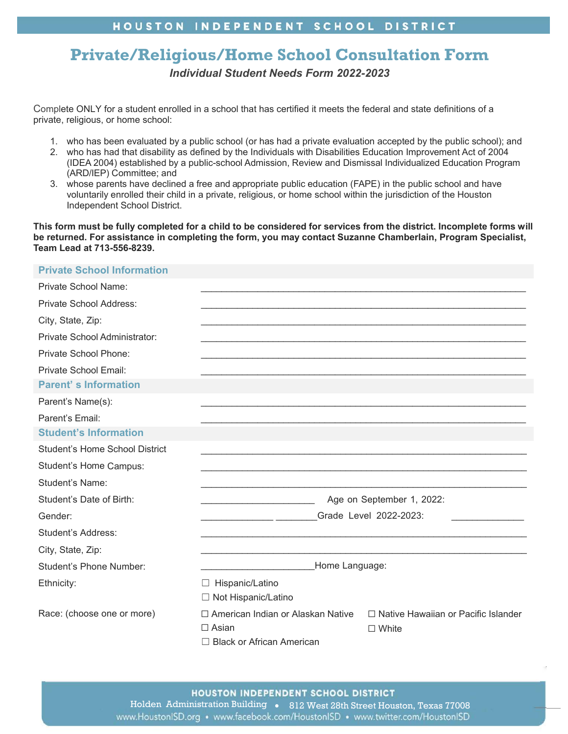HOUSTON INDEPENDENT SCHOOL DISTRICT

# Private/Religious/Home School Consultation Form

*Individual Student Needs Form 2022-2023*

Complete ONLY for a student enrolled in a school that has certified it meets the federal and state definitions of a private, religious, or home school:

1. who has been evaluated by a public school (or has had a private evaluation accepted by the public school); and
2. who has had that disability as defined by the Individuals with Disabilities Education Improvement Act of 2004 (IDEA 2004) established by a public-school Admission, Review and Dismissal Individualized Education Program (ARD/IEP) Committee; and
3. whose parents have declined a free and appropriate public education (FAPE) in the public school and have voluntarily enrolled their child in a private, religious, or home school within the jurisdiction of the Houston Independent School District.

**This form must be fully completed for a child to be considered for services from the district. Incomplete forms will be returned. For assistance in completing the form, you may contact Suzanne Chamberlain, Program Specialist, Team Lead at 713-556-8239.**

## Private School Information

Private School Name: ______________________________

Private School Address: ______________________________

City, State, Zip: ______________________________

Private School Administrator: ______________________________

Private School Phone: ______________________________

Private School Email: ______________________________

## Parent' s Information

Parent's Name(s): ______________________________

Parent's Email: ______________________________

## Student's Information

Student's Home School District ______________________________

Student's Home Campus: ______________________________

Student's Name: ______________________________

Student's Date of Birth: ______________ Age on September 1, 2022:

Gender: ______________ Grade Level 2022-2023: ______________

Student's Address: ______________________________

City, State, Zip: ______________________________

Student's Phone Number: ______________ Home Language:

Ethnicity:
- ☐ Hispanic/Latino
- ☐ Not Hispanic/Latino

Race: (choose one or more)
- ☐ American Indian or Alaskan Native
- ☐ Asian
- ☐ Black or African American
- ☐ Native Hawaiian or Pacific Islander
- ☐ White

HOUSTON INDEPENDENT SCHOOL DISTRICT
Holden Administration Building • 812 West 28th Street Houston, Texas 77008
www.HoustonISD.org • www.facebook.com/HoustonISD • www.twitter.com/HoustonISD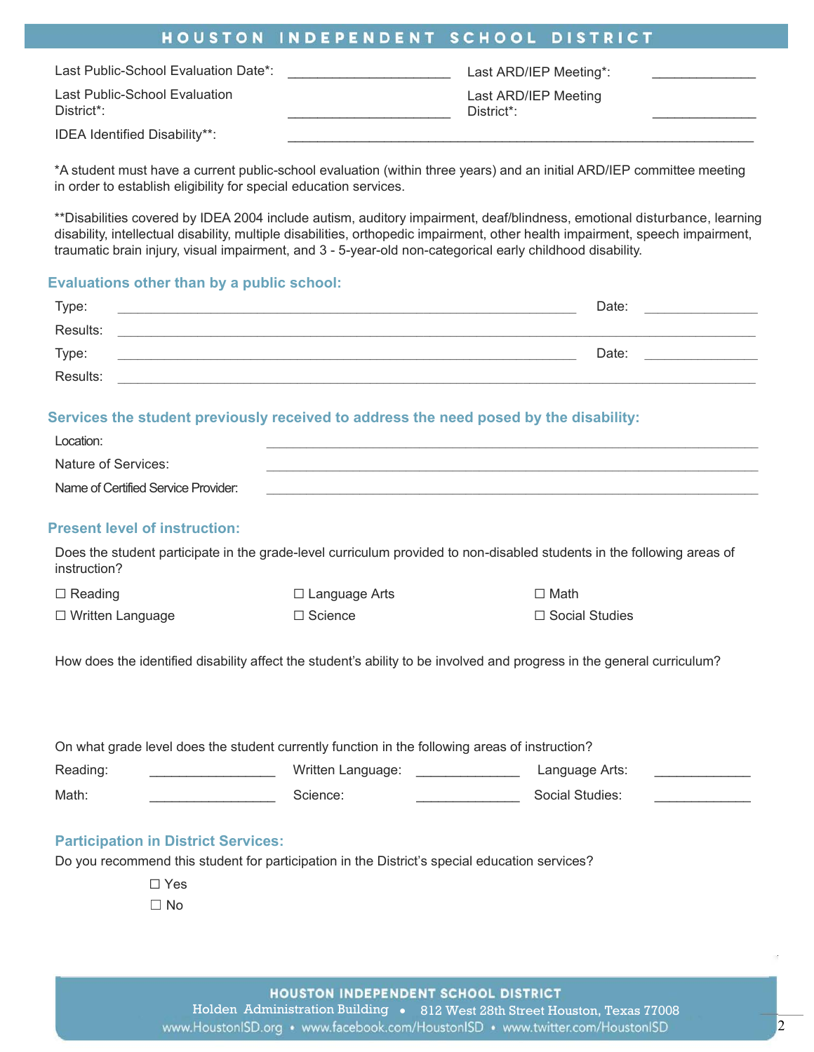Last Public-School Evaluation Date*: ______________________ Last ARD/IEP Meeting*: ______________

Last Public-School Evaluation District*: ______________________ Last ARD/IEP Meeting District*: ______________

IDEA Identified Disability**: ______________________________________________________________

*A student must have a current public-school evaluation (within three years) and an initial ARD/IEP committee meeting in order to establish eligibility for special education services.

**Disabilities covered by IDEA 2004 include autism, auditory impairment, deaf/blindness, emotional disturbance, learning disability, intellectual disability, multiple disabilities, orthopedic impairment, other health impairment, speech impairment, traumatic brain injury, visual impairment, and 3 - 5-year-old non-categorical early childhood disability.

## Evaluations other than by a public school:

Type: ____________________________________________________________ Date: _______________

Results: ____________________________________________________________________________

Type: ____________________________________________________________ Date: _______________

Results: ____________________________________________________________________________

## Services the student previously received to address the need posed by the disability:

Location: ___________________________________________________________________

Nature of Services: ___________________________________________________________________

Name of Certified Service Provider: ___________________________________________________________________

## Present level of instruction:

Does the student participate in the grade-level curriculum provided to non-disabled students in the following areas of instruction?

☐ Reading ☐ Language Arts ☐ Math

☐ Written Language ☐ Science ☐ Social Studies

How does the identified disability affect the student's ability to be involved and progress in the general curriculum?

On what grade level does the student currently function in the following areas of instruction?

Reading: _________________ Written Language: ______________ Language Arts: _____________

Math: _________________ Science: ______________ Social Studies: _____________

## Participation in District Services:

Do you recommend this student for participation in the District's special education services?

☐ Yes

☐ No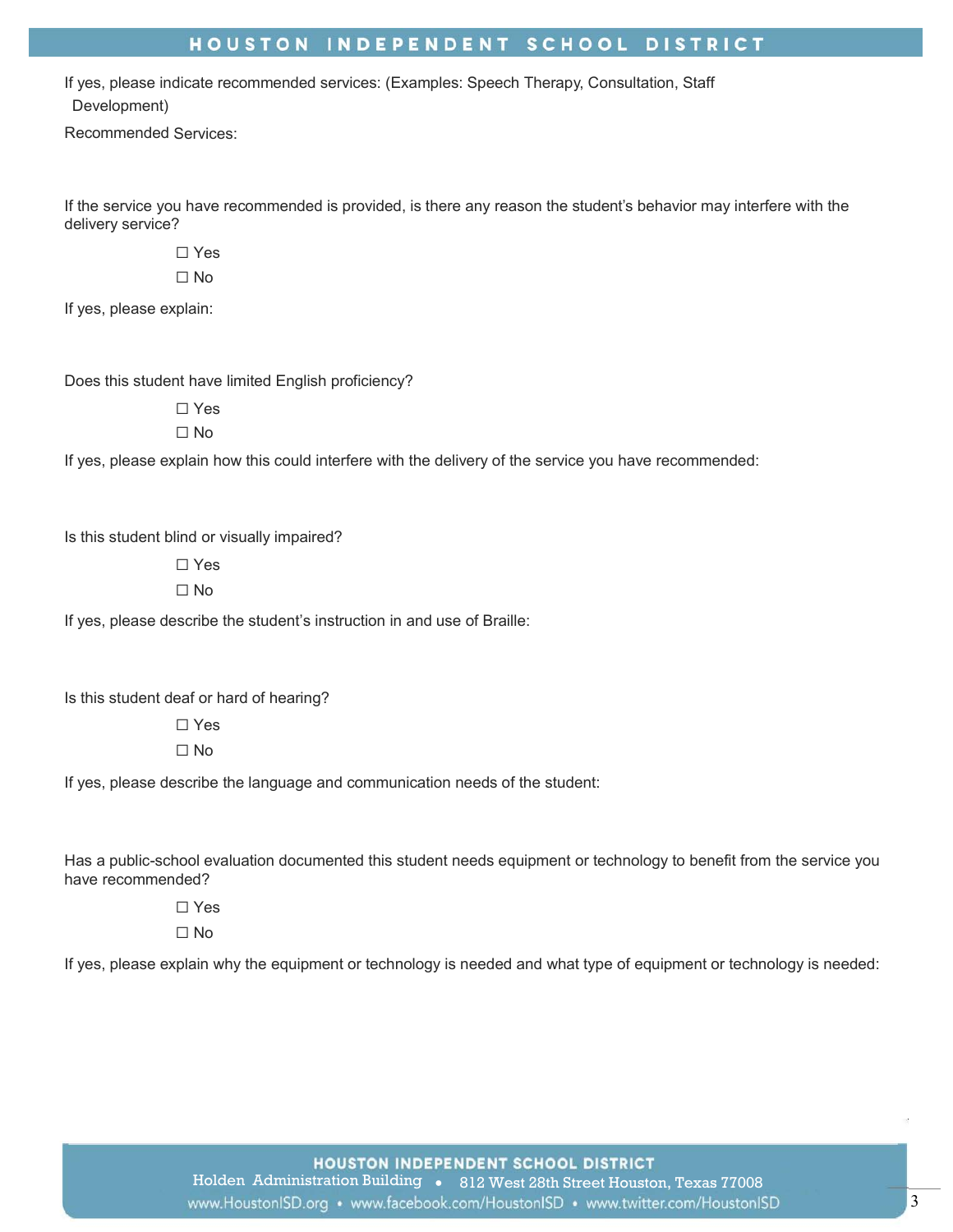If yes, please indicate recommended services: (Examples: Speech Therapy, Consultation, Staff Development)

Recommended Services:

If the service you have recommended is provided, is there any reason the student's behavior may interfere with the delivery service?

☐ Yes

☐ No

If yes, please explain:

Does this student have limited English proficiency?

☐ Yes

☐ No

If yes, please explain how this could interfere with the delivery of the service you have recommended:

Is this student blind or visually impaired?

☐ Yes

☐ No

If yes, please describe the student's instruction in and use of Braille:

Is this student deaf or hard of hearing?

☐ Yes

☐ No

If yes, please describe the language and communication needs of the student:

Has a public-school evaluation documented this student needs equipment or technology to benefit from the service you have recommended?

☐ Yes

☐ No

If yes, please explain why the equipment or technology is needed and what type of equipment or technology is needed: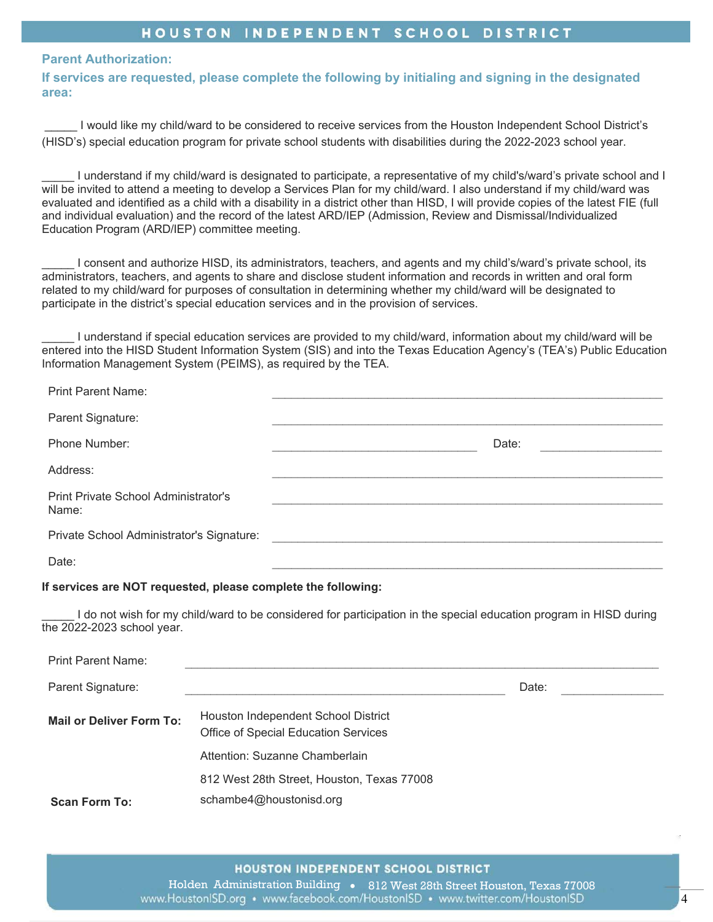## Parent Authorization:

### If services are requested, please complete the following by initialing and signing in the designated area:

_____ I would like my child/ward to be considered to receive services from the Houston Independent School District's (HISD's) special education program for private school students with disabilities during the 2022-2023 school year.

_____ I understand if my child/ward is designated to participate, a representative of my child's/ward's private school and I will be invited to attend a meeting to develop a Services Plan for my child/ward. I also understand if my child/ward was evaluated and identified as a child with a disability in a district other than HISD, I will provide copies of the latest FIE (full and individual evaluation) and the record of the latest ARD/IEP (Admission, Review and Dismissal/Individualized Education Program (ARD/IEP) committee meeting.

_____ I consent and authorize HISD, its administrators, teachers, and agents and my child's/ward's private school, its administrators, teachers, and agents to share and disclose student information and records in written and oral form related to my child/ward for purposes of consultation in determining whether my child/ward will be designated to participate in the district's special education services and in the provision of services.

_____ I understand if special education services are provided to my child/ward, information about my child/ward will be entered into the HISD Student Information System (SIS) and into the Texas Education Agency's (TEA's) Public Education Information Management System (PEIMS), as required by the TEA.

Print Parent Name: ____________________________________________

Parent Signature: ____________________________________________

Phone Number: ______________________________ Date: ______________

Address: ____________________________________________

Print Private School Administrator's Name: ____________________________________________

Private School Administrator's Signature: ____________________________________________

Date: ____________________________________________

**If services are NOT requested, please complete the following:**

_____ I do not wish for my child/ward to be considered for participation in the special education program in HISD during the 2022-2023 school year.

Print Parent Name: ____________________________________________

Parent Signature: ______________________________________ Date: ______________

**Mail or Deliver Form To:** Houston Independent School District
Office of Special Education Services

Attention: Suzanne Chamberlain

812 West 28th Street, Houston, Texas 77008

**Scan Form To:** schambe4@houstonisd.org

**HOUSTON INDEPENDENT SCHOOL DISTRICT**
Holden Administration Building • 812 West 28th Street Houston, Texas 77008
www.HoustonISD.org • www.facebook.com/HoustonISD • www.twitter.com/HoustonISD